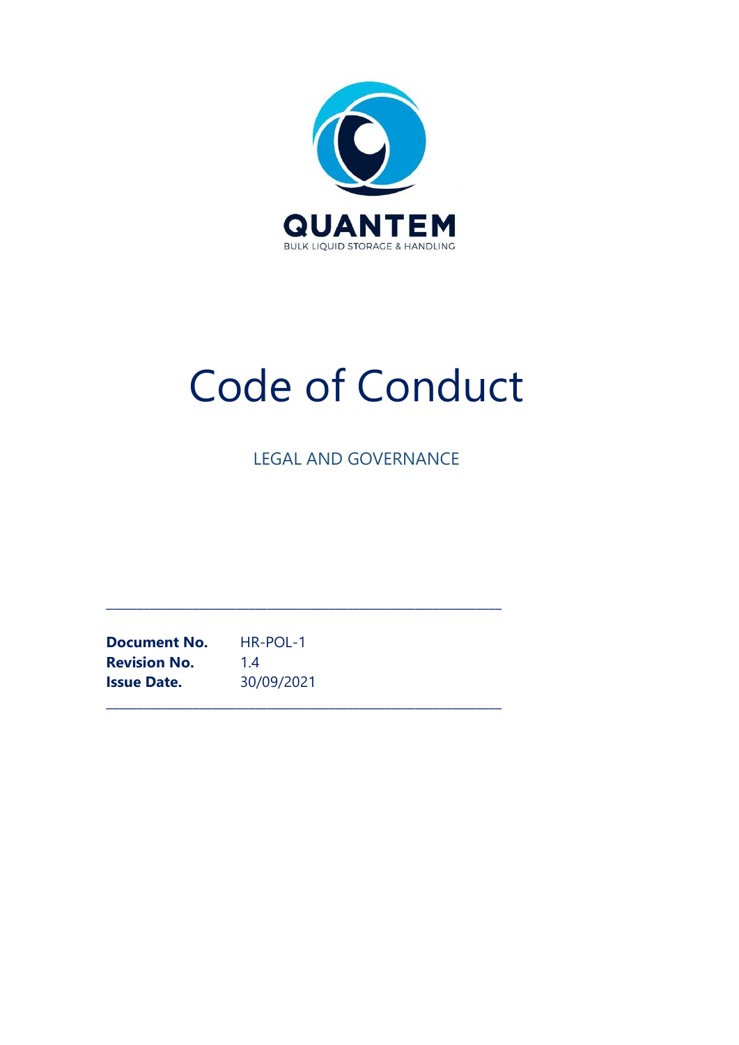QUANTEM

BULK LIQUID STORAGE & HANDLING

# Code of Conduct

LEGAL AND GOVERNANCE

| | |
|---|---|
| **Document No.** | HR-POL-1 |
| **Revision No.** | 1.4 |
| **Issue Date.** | 30/09/2021 |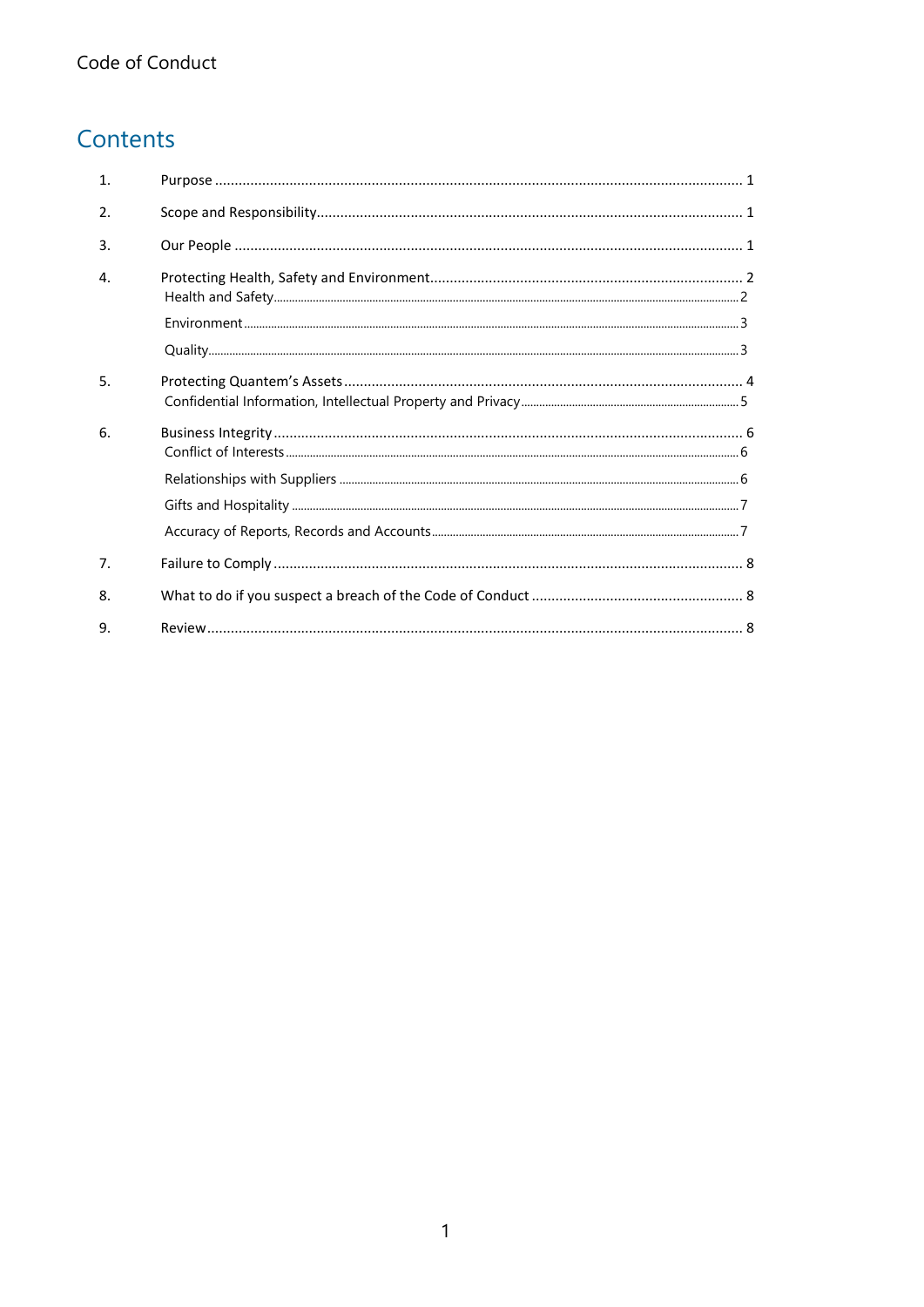# Contents

1. Purpose ........ 1
2. Scope and Responsibility ........ 1
3. Our People ........ 1
4. Protecting Health, Safety and Environment ........ 2
   - Health and Safety ........ 2
   - Environment ........ 3
   - Quality ........ 3
5. Protecting Quantem's Assets ........ 4
   - Confidential Information, Intellectual Property and Privacy ........ 5
6. Business Integrity ........ 6
   - Conflict of Interests ........ 6
   - Relationships with Suppliers ........ 6
   - Gifts and Hospitality ........ 7
   - Accuracy of Reports, Records and Accounts ........ 7
7. Failure to Comply ........ 8
8. What to do if you suspect a breach of the Code of Conduct ........ 8
9. Review ........ 8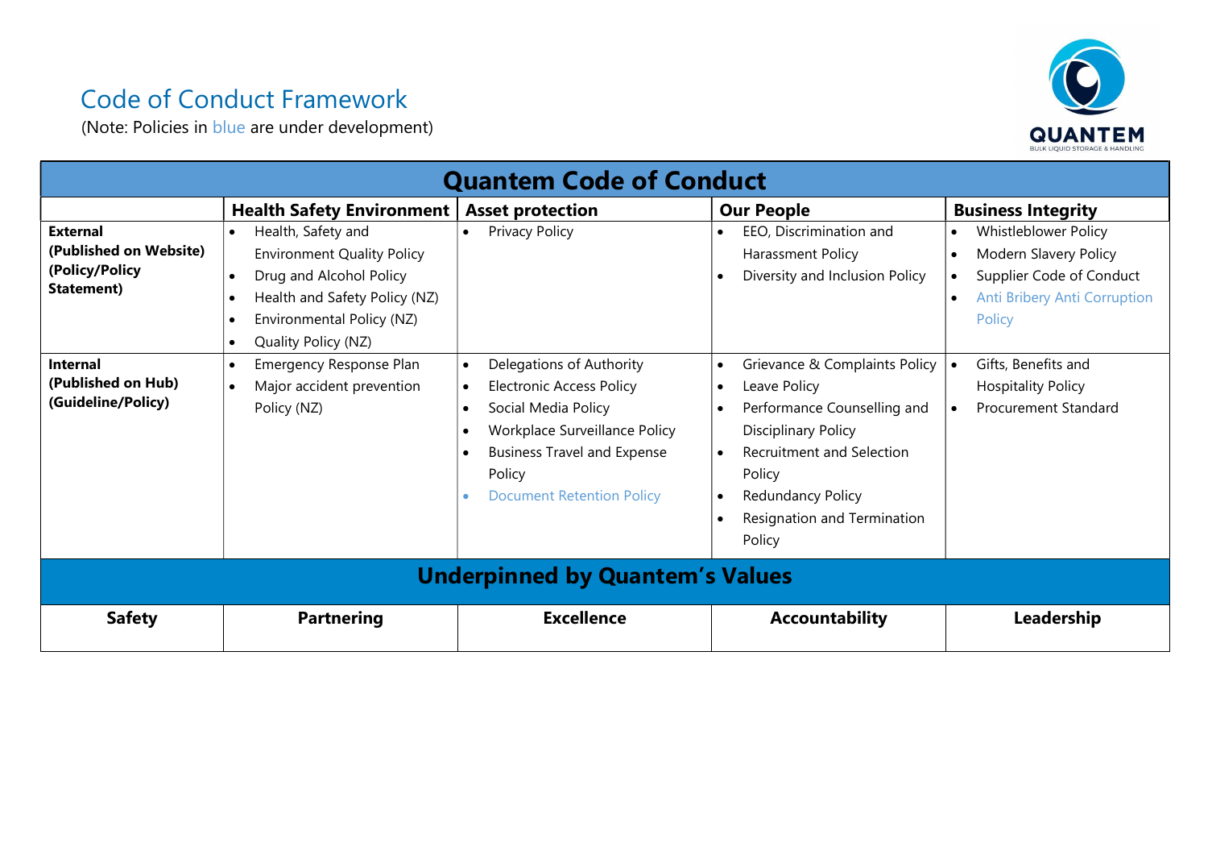# Code of Conduct Framework

(Note: Policies in blue are under development)

| Quantem Code of Conduct | | | | |
|---|---|---|---|---|
| | **Health Safety Environment** | **Asset protection** | **Our People** | **Business Integrity** |
| **External (Published on Website) (Policy/Policy Statement)** | • Health, Safety and Environment Quality Policy<br>• Drug and Alcohol Policy<br>• Health and Safety Policy (NZ)<br>• Environmental Policy (NZ)<br>• Quality Policy (NZ) | • Privacy Policy | • EEO, Discrimination and Harassment Policy<br>• Diversity and Inclusion Policy | • Whistleblower Policy<br>• Modern Slavery Policy<br>• Supplier Code of Conduct<br>• Anti Bribery Anti Corruption Policy |
| **Internal (Published on Hub) (Guideline/Policy)** | • Emergency Response Plan<br>• Major accident prevention Policy (NZ) | • Delegations of Authority<br>• Electronic Access Policy<br>• Social Media Policy<br>• Workplace Surveillance Policy<br>• Business Travel and Expense Policy<br>• Document Retention Policy | • Grievance & Complaints Policy<br>• Leave Policy<br>• Performance Counselling and Disciplinary Policy<br>• Recruitment and Selection Policy<br>• Redundancy Policy<br>• Resignation and Termination Policy | • Gifts, Benefits and Hospitality Policy<br>• Procurement Standard |
| **Underpinned by Quantem's Values** | | | | |
| **Safety** | **Partnering** | **Excellence** | **Accountability** | **Leadership** |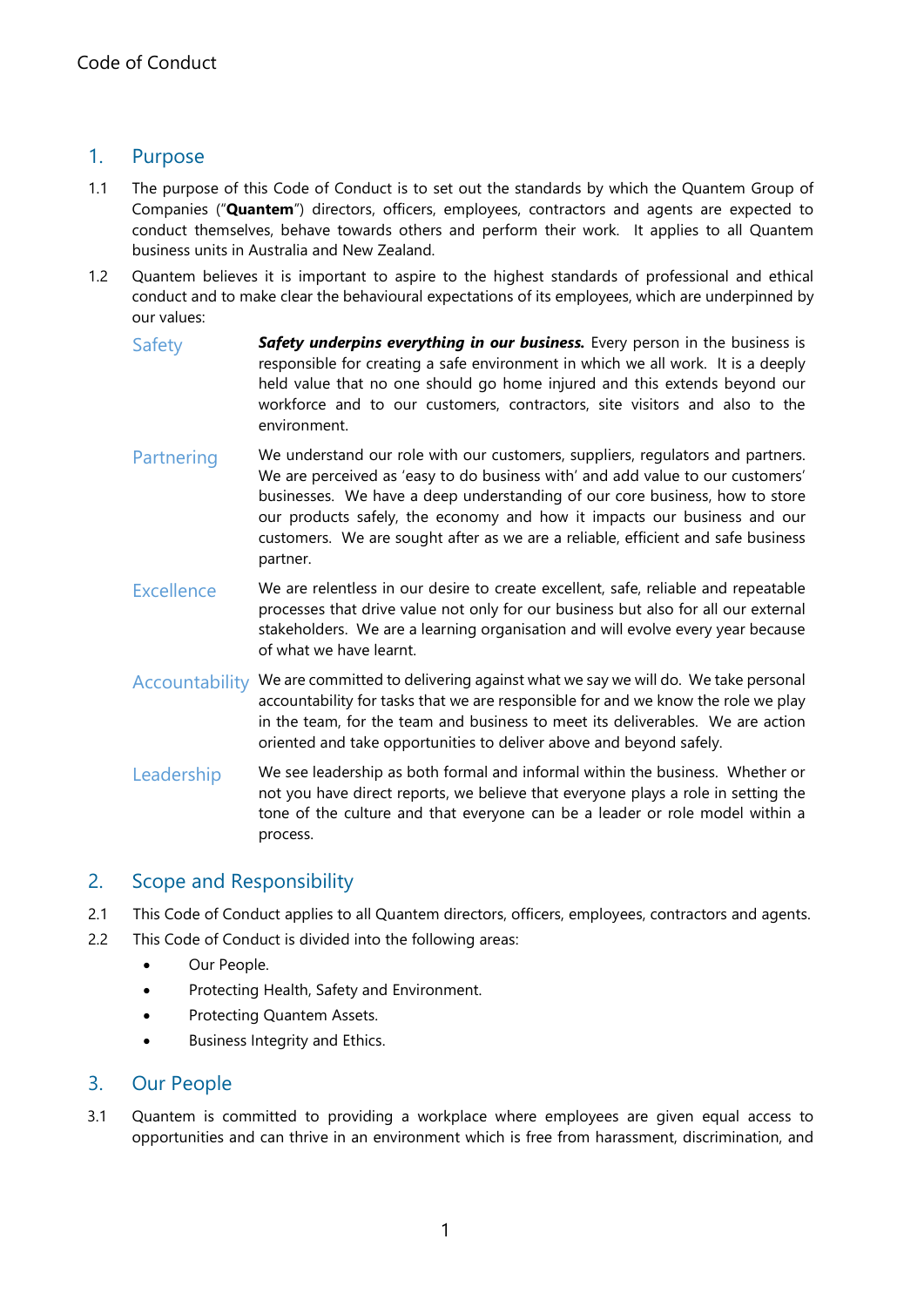## 1. Purpose

1.1 The purpose of this Code of Conduct is to set out the standards by which the Quantem Group of Companies ("**Quantem**") directors, officers, employees, contractors and agents are expected to conduct themselves, behave towards others and perform their work. It applies to all Quantem business units in Australia and New Zealand.

1.2 Quantem believes it is important to aspire to the highest standards of professional and ethical conduct and to make clear the behavioural expectations of its employees, which are underpinned by our values:

**Safety** — ***Safety underpins everything in our business.*** Every person in the business is responsible for creating a safe environment in which we all work. It is a deeply held value that no one should go home injured and this extends beyond our workforce and to our customers, contractors, site visitors and also to the environment.

**Partnering** — We understand our role with our customers, suppliers, regulators and partners. We are perceived as 'easy to do business with' and add value to our customers' businesses. We have a deep understanding of our core business, how to store our products safely, the economy and how it impacts our business and our customers. We are sought after as we are a reliable, efficient and safe business partner.

**Excellence** — We are relentless in our desire to create excellent, safe, reliable and repeatable processes that drive value not only for our business but also for all our external stakeholders. We are a learning organisation and will evolve every year because of what we have learnt.

**Accountability** — We are committed to delivering against what we say we will do. We take personal accountability for tasks that we are responsible for and we know the role we play in the team, for the team and business to meet its deliverables. We are action oriented and take opportunities to deliver above and beyond safely.

**Leadership** — We see leadership as both formal and informal within the business. Whether or not you have direct reports, we believe that everyone plays a role in setting the tone of the culture and that everyone can be a leader or role model within a process.

## 2. Scope and Responsibility

2.1 This Code of Conduct applies to all Quantem directors, officers, employees, contractors and agents.

2.2 This Code of Conduct is divided into the following areas:

- Our People.
- Protecting Health, Safety and Environment.
- Protecting Quantem Assets.
- Business Integrity and Ethics.

## 3. Our People

3.1 Quantem is committed to providing a workplace where employees are given equal access to opportunities and can thrive in an environment which is free from harassment, discrimination, and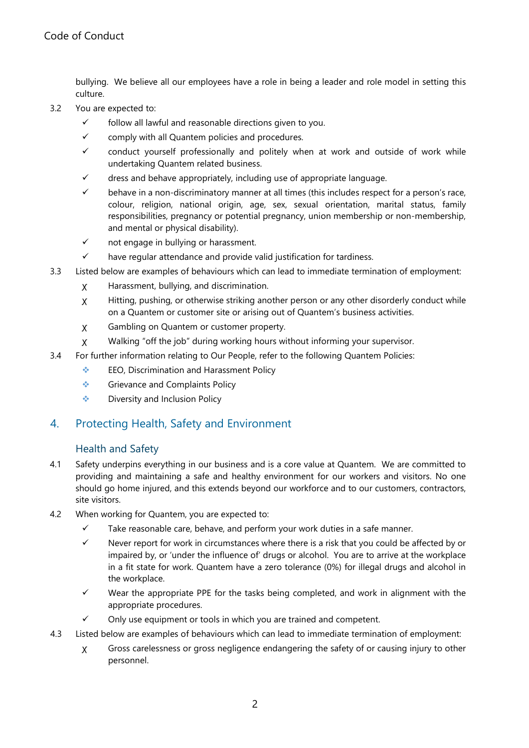bullying. We believe all our employees have a role in being a leader and role model in setting this culture.

3.2 You are expected to:

- ✓ follow all lawful and reasonable directions given to you.
- ✓ comply with all Quantem policies and procedures.
- ✓ conduct yourself professionally and politely when at work and outside of work while undertaking Quantem related business.
- ✓ dress and behave appropriately, including use of appropriate language.
- ✓ behave in a non-discriminatory manner at all times (this includes respect for a person's race, colour, religion, national origin, age, sex, sexual orientation, marital status, family responsibilities, pregnancy or potential pregnancy, union membership or non-membership, and mental or physical disability).
- ✓ not engage in bullying or harassment.
- ✓ have regular attendance and provide valid justification for tardiness.

3.3 Listed below are examples of behaviours which can lead to immediate termination of employment:

- χ Harassment, bullying, and discrimination.
- χ Hitting, pushing, or otherwise striking another person or any other disorderly conduct while on a Quantem or customer site or arising out of Quantem's business activities.
- χ Gambling on Quantem or customer property.
- χ Walking "off the job" during working hours without informing your supervisor.

3.4 For further information relating to Our People, refer to the following Quantem Policies:

- EEO, Discrimination and Harassment Policy
- Grievance and Complaints Policy
- Diversity and Inclusion Policy

## 4. Protecting Health, Safety and Environment

### Health and Safety

4.1 Safety underpins everything in our business and is a core value at Quantem. We are committed to providing and maintaining a safe and healthy environment for our workers and visitors. No one should go home injured, and this extends beyond our workforce and to our customers, contractors, site visitors.

4.2 When working for Quantem, you are expected to:

- ✓ Take reasonable care, behave, and perform your work duties in a safe manner.
- ✓ Never report for work in circumstances where there is a risk that you could be affected by or impaired by, or 'under the influence of' drugs or alcohol. You are to arrive at the workplace in a fit state for work. Quantem have a zero tolerance (0%) for illegal drugs and alcohol in the workplace.
- ✓ Wear the appropriate PPE for the tasks being completed, and work in alignment with the appropriate procedures.
- ✓ Only use equipment or tools in which you are trained and competent.

4.3 Listed below are examples of behaviours which can lead to immediate termination of employment:

- χ Gross carelessness or gross negligence endangering the safety of or causing injury to other personnel.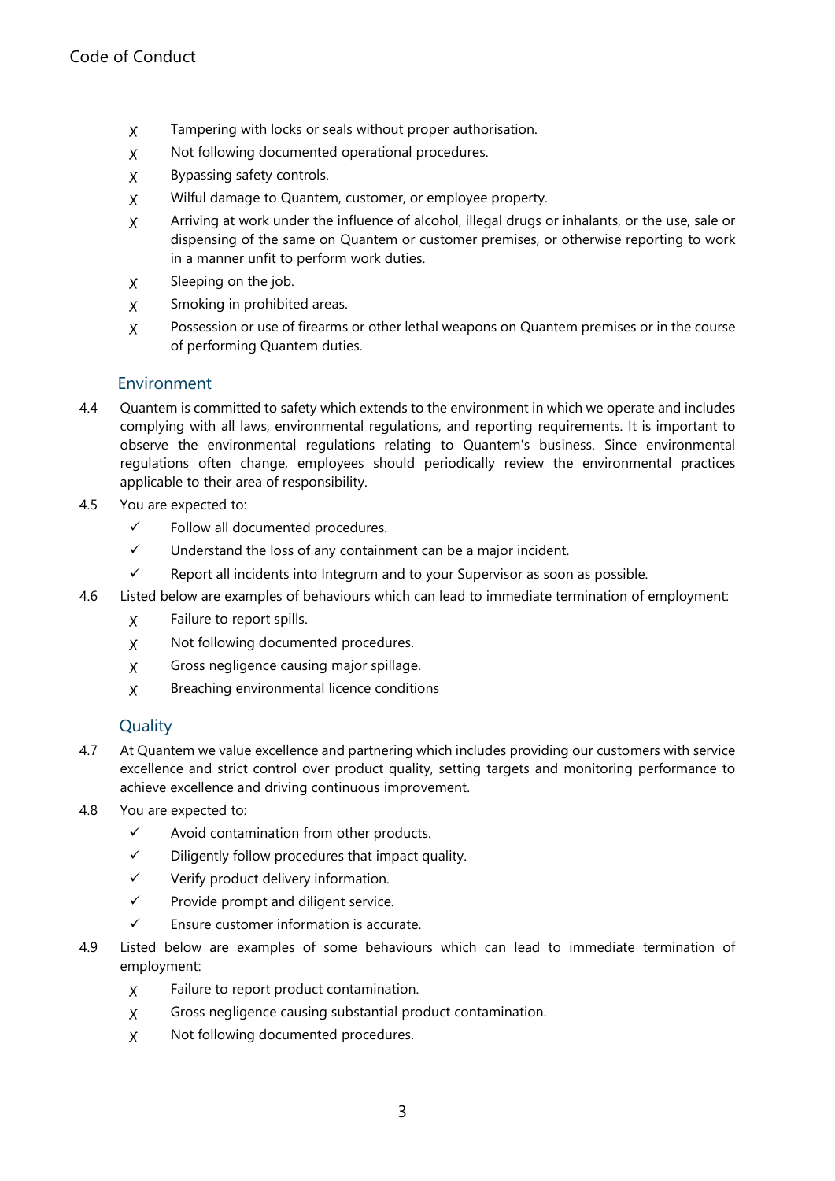- ☓ Tampering with locks or seals without proper authorisation.
- ☓ Not following documented operational procedures.
- ☓ Bypassing safety controls.
- ☓ Wilful damage to Quantem, customer, or employee property.
- ☓ Arriving at work under the influence of alcohol, illegal drugs or inhalants, or the use, sale or dispensing of the same on Quantem or customer premises, or otherwise reporting to work in a manner unfit to perform work duties.
- ☓ Sleeping on the job.
- ☓ Smoking in prohibited areas.
- ☓ Possession or use of firearms or other lethal weapons on Quantem premises or in the course of performing Quantem duties.

## Environment

4.4 Quantem is committed to safety which extends to the environment in which we operate and includes complying with all laws, environmental regulations, and reporting requirements. It is important to observe the environmental regulations relating to Quantem's business. Since environmental regulations often change, employees should periodically review the environmental practices applicable to their area of responsibility.

4.5 You are expected to:

- ✓ Follow all documented procedures.
- ✓ Understand the loss of any containment can be a major incident.
- ✓ Report all incidents into Integrum and to your Supervisor as soon as possible.

4.6 Listed below are examples of behaviours which can lead to immediate termination of employment:

- ☓ Failure to report spills.
- ☓ Not following documented procedures.
- ☓ Gross negligence causing major spillage.
- ☓ Breaching environmental licence conditions

## Quality

4.7 At Quantem we value excellence and partnering which includes providing our customers with service excellence and strict control over product quality, setting targets and monitoring performance to achieve excellence and driving continuous improvement.

4.8 You are expected to:

- ✓ Avoid contamination from other products.
- ✓ Diligently follow procedures that impact quality.
- ✓ Verify product delivery information.
- ✓ Provide prompt and diligent service.
- ✓ Ensure customer information is accurate.

4.9 Listed below are examples of some behaviours which can lead to immediate termination of employment:

- ☓ Failure to report product contamination.
- ☓ Gross negligence causing substantial product contamination.
- ☓ Not following documented procedures.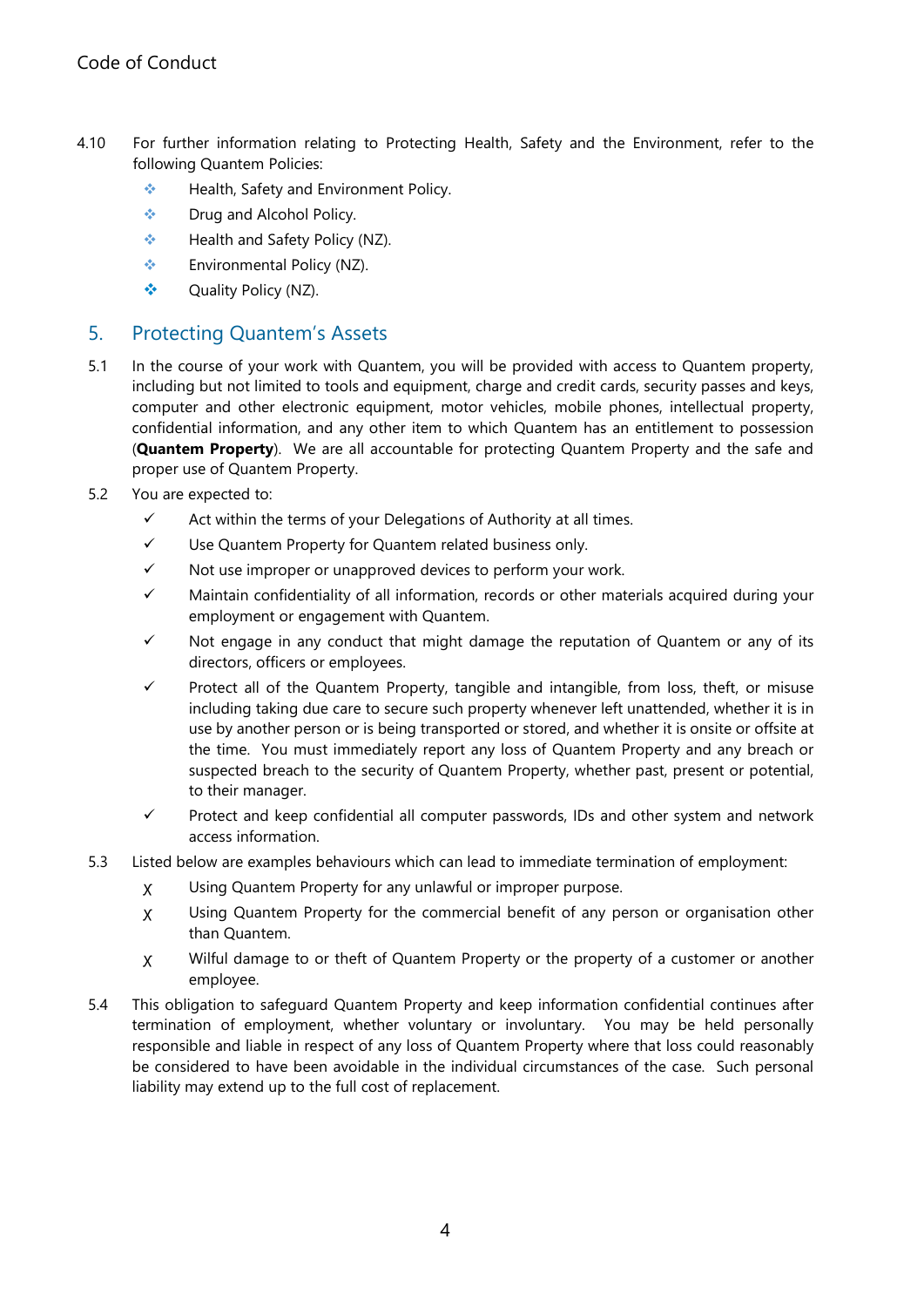4.10 For further information relating to Protecting Health, Safety and the Environment, refer to the following Quantem Policies:

- Health, Safety and Environment Policy.
- Drug and Alcohol Policy.
- Health and Safety Policy (NZ).
- Environmental Policy (NZ).
- Quality Policy (NZ).

## 5. Protecting Quantem's Assets

5.1 In the course of your work with Quantem, you will be provided with access to Quantem property, including but not limited to tools and equipment, charge and credit cards, security passes and keys, computer and other electronic equipment, motor vehicles, mobile phones, intellectual property, confidential information, and any other item to which Quantem has an entitlement to possession (**Quantem Property**). We are all accountable for protecting Quantem Property and the safe and proper use of Quantem Property.

5.2 You are expected to:

- ✓ Act within the terms of your Delegations of Authority at all times.
- ✓ Use Quantem Property for Quantem related business only.
- ✓ Not use improper or unapproved devices to perform your work.
- ✓ Maintain confidentiality of all information, records or other materials acquired during your employment or engagement with Quantem.
- ✓ Not engage in any conduct that might damage the reputation of Quantem or any of its directors, officers or employees.
- ✓ Protect all of the Quantem Property, tangible and intangible, from loss, theft, or misuse including taking due care to secure such property whenever left unattended, whether it is in use by another person or is being transported or stored, and whether it is onsite or offsite at the time. You must immediately report any loss of Quantem Property and any breach or suspected breach to the security of Quantem Property, whether past, present or potential, to their manager.
- ✓ Protect and keep confidential all computer passwords, IDs and other system and network access information.

5.3 Listed below are examples behaviours which can lead to immediate termination of employment:

- χ Using Quantem Property for any unlawful or improper purpose.
- χ Using Quantem Property for the commercial benefit of any person or organisation other than Quantem.
- χ Wilful damage to or theft of Quantem Property or the property of a customer or another employee.

5.4 This obligation to safeguard Quantem Property and keep information confidential continues after termination of employment, whether voluntary or involuntary. You may be held personally responsible and liable in respect of any loss of Quantem Property where that loss could reasonably be considered to have been avoidable in the individual circumstances of the case. Such personal liability may extend up to the full cost of replacement.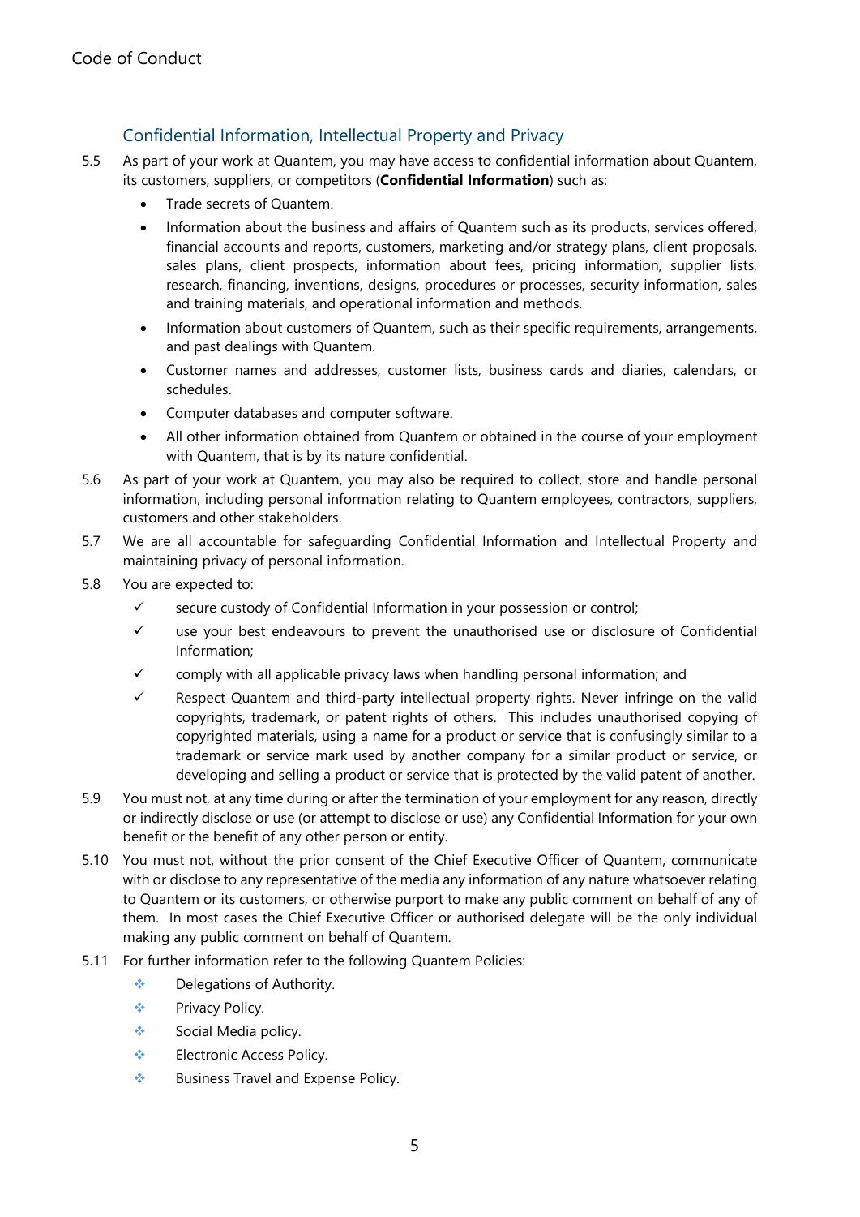## Confidential Information, Intellectual Property and Privacy

5.5 As part of your work at Quantem, you may have access to confidential information about Quantem, its customers, suppliers, or competitors (**Confidential Information**) such as:

- Trade secrets of Quantem.
- Information about the business and affairs of Quantem such as its products, services offered, financial accounts and reports, customers, marketing and/or strategy plans, client proposals, sales plans, client prospects, information about fees, pricing information, supplier lists, research, financing, inventions, designs, procedures or processes, security information, sales and training materials, and operational information and methods.
- Information about customers of Quantem, such as their specific requirements, arrangements, and past dealings with Quantem.
- Customer names and addresses, customer lists, business cards and diaries, calendars, or schedules.
- Computer databases and computer software.
- All other information obtained from Quantem or obtained in the course of your employment with Quantem, that is by its nature confidential.

5.6 As part of your work at Quantem, you may also be required to collect, store and handle personal information, including personal information relating to Quantem employees, contractors, suppliers, customers and other stakeholders.

5.7 We are all accountable for safeguarding Confidential Information and Intellectual Property and maintaining privacy of personal information.

5.8 You are expected to:

- ✓ secure custody of Confidential Information in your possession or control;
- ✓ use your best endeavours to prevent the unauthorised use or disclosure of Confidential Information;
- ✓ comply with all applicable privacy laws when handling personal information; and
- ✓ Respect Quantem and third-party intellectual property rights. Never infringe on the valid copyrights, trademark, or patent rights of others. This includes unauthorised copying of copyrighted materials, using a name for a product or service that is confusingly similar to a trademark or service mark used by another company for a similar product or service, or developing and selling a product or service that is protected by the valid patent of another.

5.9 You must not, at any time during or after the termination of your employment for any reason, directly or indirectly disclose or use (or attempt to disclose or use) any Confidential Information for your own benefit or the benefit of any other person or entity.

5.10 You must not, without the prior consent of the Chief Executive Officer of Quantem, communicate with or disclose to any representative of the media any information of any nature whatsoever relating to Quantem or its customers, or otherwise purport to make any public comment on behalf of any of them. In most cases the Chief Executive Officer or authorised delegate will be the only individual making any public comment on behalf of Quantem.

5.11 For further information refer to the following Quantem Policies:

- Delegations of Authority.
- Privacy Policy.
- Social Media policy.
- Electronic Access Policy.
- Business Travel and Expense Policy.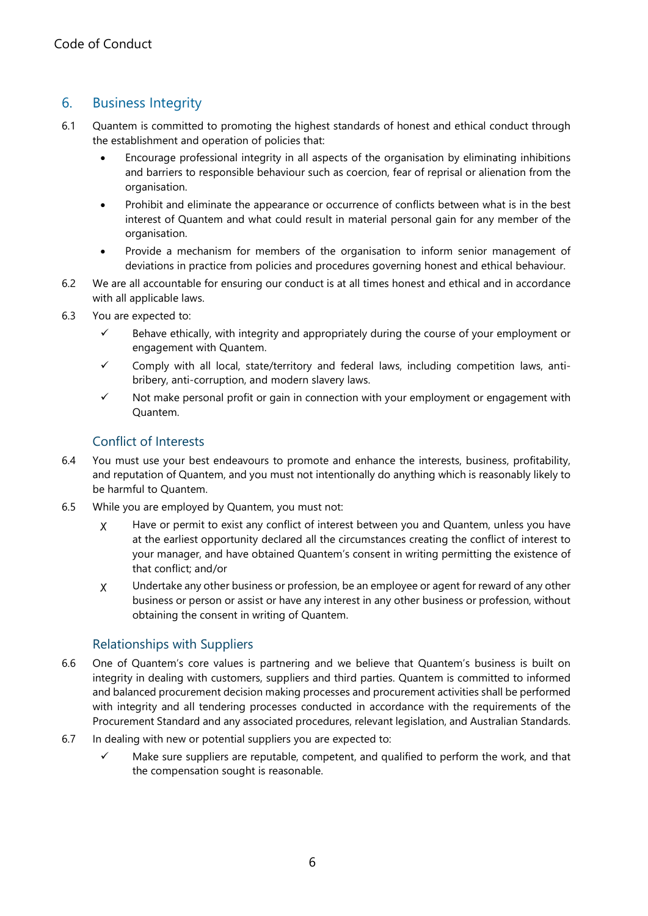## 6. Business Integrity

6.1 Quantem is committed to promoting the highest standards of honest and ethical conduct through the establishment and operation of policies that:

- Encourage professional integrity in all aspects of the organisation by eliminating inhibitions and barriers to responsible behaviour such as coercion, fear of reprisal or alienation from the organisation.
- Prohibit and eliminate the appearance or occurrence of conflicts between what is in the best interest of Quantem and what could result in material personal gain for any member of the organisation.
- Provide a mechanism for members of the organisation to inform senior management of deviations in practice from policies and procedures governing honest and ethical behaviour.

6.2 We are all accountable for ensuring our conduct is at all times honest and ethical and in accordance with all applicable laws.

6.3 You are expected to:

- ✓ Behave ethically, with integrity and appropriately during the course of your employment or engagement with Quantem.
- ✓ Comply with all local, state/territory and federal laws, including competition laws, anti-bribery, anti-corruption, and modern slavery laws.
- ✓ Not make personal profit or gain in connection with your employment or engagement with Quantem.

### Conflict of Interests

6.4 You must use your best endeavours to promote and enhance the interests, business, profitability, and reputation of Quantem, and you must not intentionally do anything which is reasonably likely to be harmful to Quantem.

6.5 While you are employed by Quantem, you must not:

- χ Have or permit to exist any conflict of interest between you and Quantem, unless you have at the earliest opportunity declared all the circumstances creating the conflict of interest to your manager, and have obtained Quantem's consent in writing permitting the existence of that conflict; and/or
- χ Undertake any other business or profession, be an employee or agent for reward of any other business or person or assist or have any interest in any other business or profession, without obtaining the consent in writing of Quantem.

### Relationships with Suppliers

6.6 One of Quantem's core values is partnering and we believe that Quantem's business is built on integrity in dealing with customers, suppliers and third parties. Quantem is committed to informed and balanced procurement decision making processes and procurement activities shall be performed with integrity and all tendering processes conducted in accordance with the requirements of the Procurement Standard and any associated procedures, relevant legislation, and Australian Standards.

6.7 In dealing with new or potential suppliers you are expected to:

- ✓ Make sure suppliers are reputable, competent, and qualified to perform the work, and that the compensation sought is reasonable.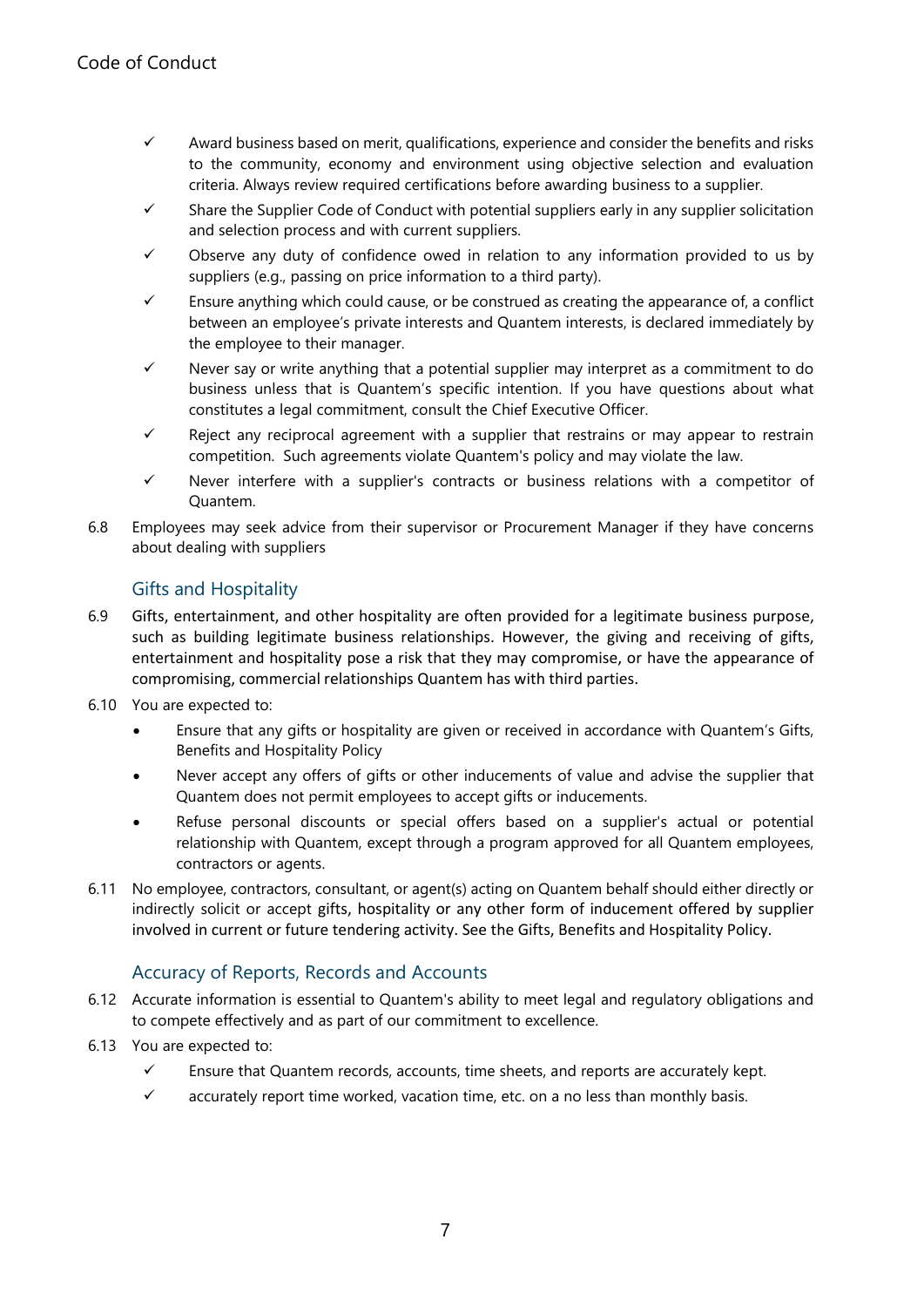- ✓ Award business based on merit, qualifications, experience and consider the benefits and risks to the community, economy and environment using objective selection and evaluation criteria. Always review required certifications before awarding business to a supplier.
- ✓ Share the Supplier Code of Conduct with potential suppliers early in any supplier solicitation and selection process and with current suppliers.
- ✓ Observe any duty of confidence owed in relation to any information provided to us by suppliers (e.g., passing on price information to a third party).
- ✓ Ensure anything which could cause, or be construed as creating the appearance of, a conflict between an employee's private interests and Quantem interests, is declared immediately by the employee to their manager.
- ✓ Never say or write anything that a potential supplier may interpret as a commitment to do business unless that is Quantem's specific intention. If you have questions about what constitutes a legal commitment, consult the Chief Executive Officer.
- ✓ Reject any reciprocal agreement with a supplier that restrains or may appear to restrain competition. Such agreements violate Quantem's policy and may violate the law.
- ✓ Never interfere with a supplier's contracts or business relations with a competitor of Quantem.

6.8 Employees may seek advice from their supervisor or Procurement Manager if they have concerns about dealing with suppliers

## Gifts and Hospitality

6.9 Gifts, entertainment, and other hospitality are often provided for a legitimate business purpose, such as building legitimate business relationships. However, the giving and receiving of gifts, entertainment and hospitality pose a risk that they may compromise, or have the appearance of compromising, commercial relationships Quantem has with third parties.

6.10 You are expected to:

- Ensure that any gifts or hospitality are given or received in accordance with Quantem's Gifts, Benefits and Hospitality Policy
- Never accept any offers of gifts or other inducements of value and advise the supplier that Quantem does not permit employees to accept gifts or inducements.
- Refuse personal discounts or special offers based on a supplier's actual or potential relationship with Quantem, except through a program approved for all Quantem employees, contractors or agents.

6.11 No employee, contractors, consultant, or agent(s) acting on Quantem behalf should either directly or indirectly solicit or accept gifts, hospitality or any other form of inducement offered by supplier involved in current or future tendering activity. See the Gifts, Benefits and Hospitality Policy.

## Accuracy of Reports, Records and Accounts

6.12 Accurate information is essential to Quantem's ability to meet legal and regulatory obligations and to compete effectively and as part of our commitment to excellence.

6.13 You are expected to:

- ✓ Ensure that Quantem records, accounts, time sheets, and reports are accurately kept.
- ✓ accurately report time worked, vacation time, etc. on a no less than monthly basis.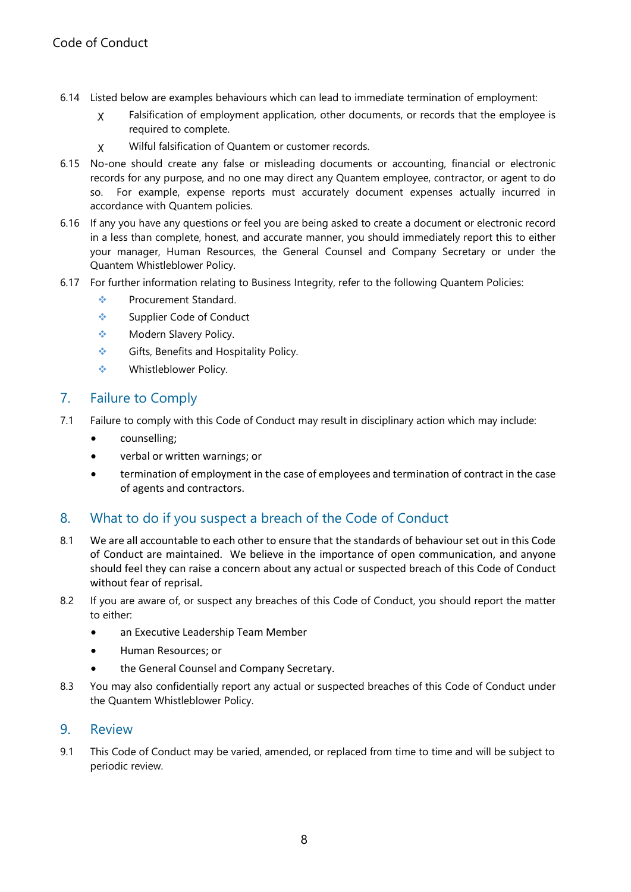6.14 Listed below are examples behaviours which can lead to immediate termination of employment:

- Falsification of employment application, other documents, or records that the employee is required to complete.
- Wilful falsification of Quantem or customer records.

6.15 No-one should create any false or misleading documents or accounting, financial or electronic records for any purpose, and no one may direct any Quantem employee, contractor, or agent to do so. For example, expense reports must accurately document expenses actually incurred in accordance with Quantem policies.

6.16 If any you have any questions or feel you are being asked to create a document or electronic record in a less than complete, honest, and accurate manner, you should immediately report this to either your manager, Human Resources, the General Counsel and Company Secretary or under the Quantem Whistleblower Policy.

6.17 For further information relating to Business Integrity, refer to the following Quantem Policies:

- Procurement Standard.
- Supplier Code of Conduct
- Modern Slavery Policy.
- Gifts, Benefits and Hospitality Policy.
- Whistleblower Policy.

## 7. Failure to Comply

7.1 Failure to comply with this Code of Conduct may result in disciplinary action which may include:

- counselling;
- verbal or written warnings; or
- termination of employment in the case of employees and termination of contract in the case of agents and contractors.

## 8. What to do if you suspect a breach of the Code of Conduct

8.1 We are all accountable to each other to ensure that the standards of behaviour set out in this Code of Conduct are maintained. We believe in the importance of open communication, and anyone should feel they can raise a concern about any actual or suspected breach of this Code of Conduct without fear of reprisal.

8.2 If you are aware of, or suspect any breaches of this Code of Conduct, you should report the matter to either:

- an Executive Leadership Team Member
- Human Resources; or
- the General Counsel and Company Secretary.

8.3 You may also confidentially report any actual or suspected breaches of this Code of Conduct under the Quantem Whistleblower Policy.

## 9. Review

9.1 This Code of Conduct may be varied, amended, or replaced from time to time and will be subject to periodic review.